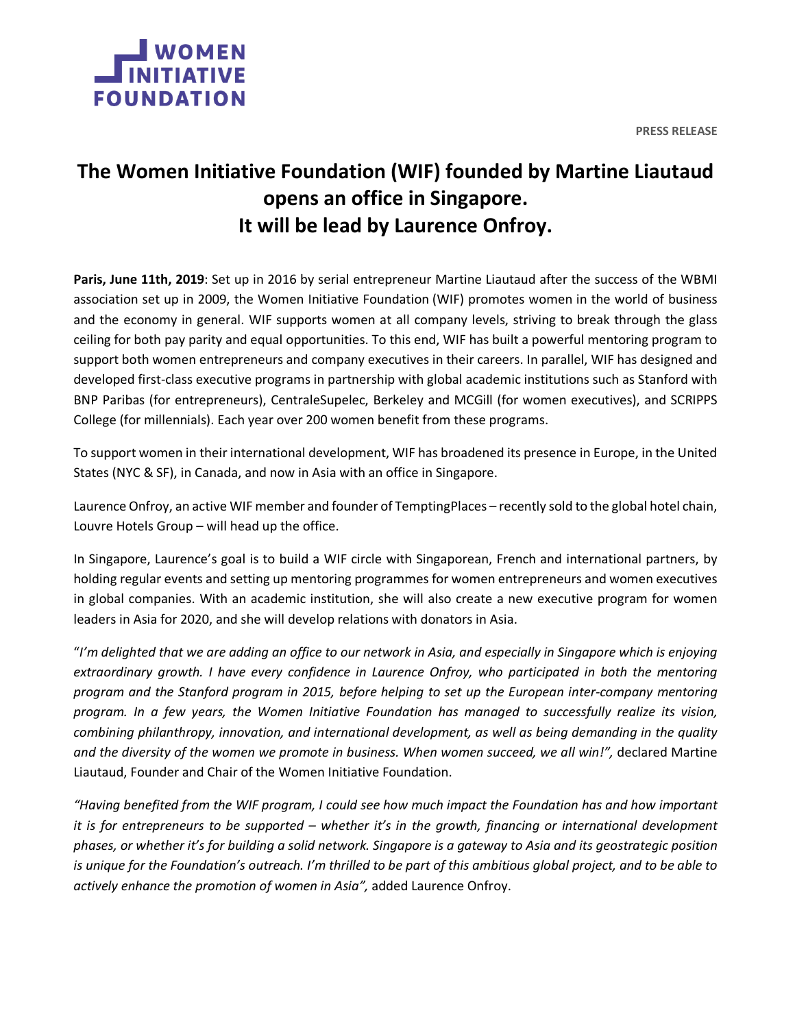WOMEN INITIATIVE FOUNDATION

**PRESS RELEASE**

# The Women Initiative Foundation (WIF) founded by Martine Liautaud opens an office in Singapore. It will be lead by Laurence Onfroy.

**Paris, June 11th, 2019**: Set up in 2016 by serial entrepreneur Martine Liautaud after the success of the WBMI association set up in 2009, the Women Initiative Foundation (WIF) promotes women in the world of business and the economy in general. WIF supports women at all company levels, striving to break through the glass ceiling for both pay parity and equal opportunities. To this end, WIF has built a powerful mentoring program to support both women entrepreneurs and company executives in their careers. In parallel, WIF has designed and developed first-class executive programs in partnership with global academic institutions such as Stanford with BNP Paribas (for entrepreneurs), CentraleSupelec, Berkeley and MCGill (for women executives), and SCRIPPS College (for millennials). Each year over 200 women benefit from these programs.

To support women in their international development, WIF has broadened its presence in Europe, in the United States (NYC & SF), in Canada, and now in Asia with an office in Singapore.

Laurence Onfroy, an active WIF member and founder of TemptingPlaces – recently sold to the global hotel chain, Louvre Hotels Group – will head up the office.

In Singapore, Laurence's goal is to build a WIF circle with Singaporean, French and international partners, by holding regular events and setting up mentoring programmes for women entrepreneurs and women executives in global companies. With an academic institution, she will also create a new executive program for women leaders in Asia for 2020, and she will develop relations with donators in Asia.

"*I'm delighted that we are adding an office to our network in Asia, and especially in Singapore which is enjoying extraordinary growth. I have every confidence in Laurence Onfroy, who participated in both the mentoring program and the Stanford program in 2015, before helping to set up the European inter-company mentoring program. In a few years, the Women Initiative Foundation has managed to successfully realize its vision, combining philanthropy, innovation, and international development, as well as being demanding in the quality and the diversity of the women we promote in business. When women succeed, we all win!",* declared Martine Liautaud, Founder and Chair of the Women Initiative Foundation.

*"Having benefited from the WIF program, I could see how much impact the Foundation has and how important it is for entrepreneurs to be supported – whether it's in the growth, financing or international development phases, or whether it's for building a solid network. Singapore is a gateway to Asia and its geostrategic position is unique for the Foundation's outreach. I'm thrilled to be part of this ambitious global project, and to be able to actively enhance the promotion of women in Asia",* added Laurence Onfroy.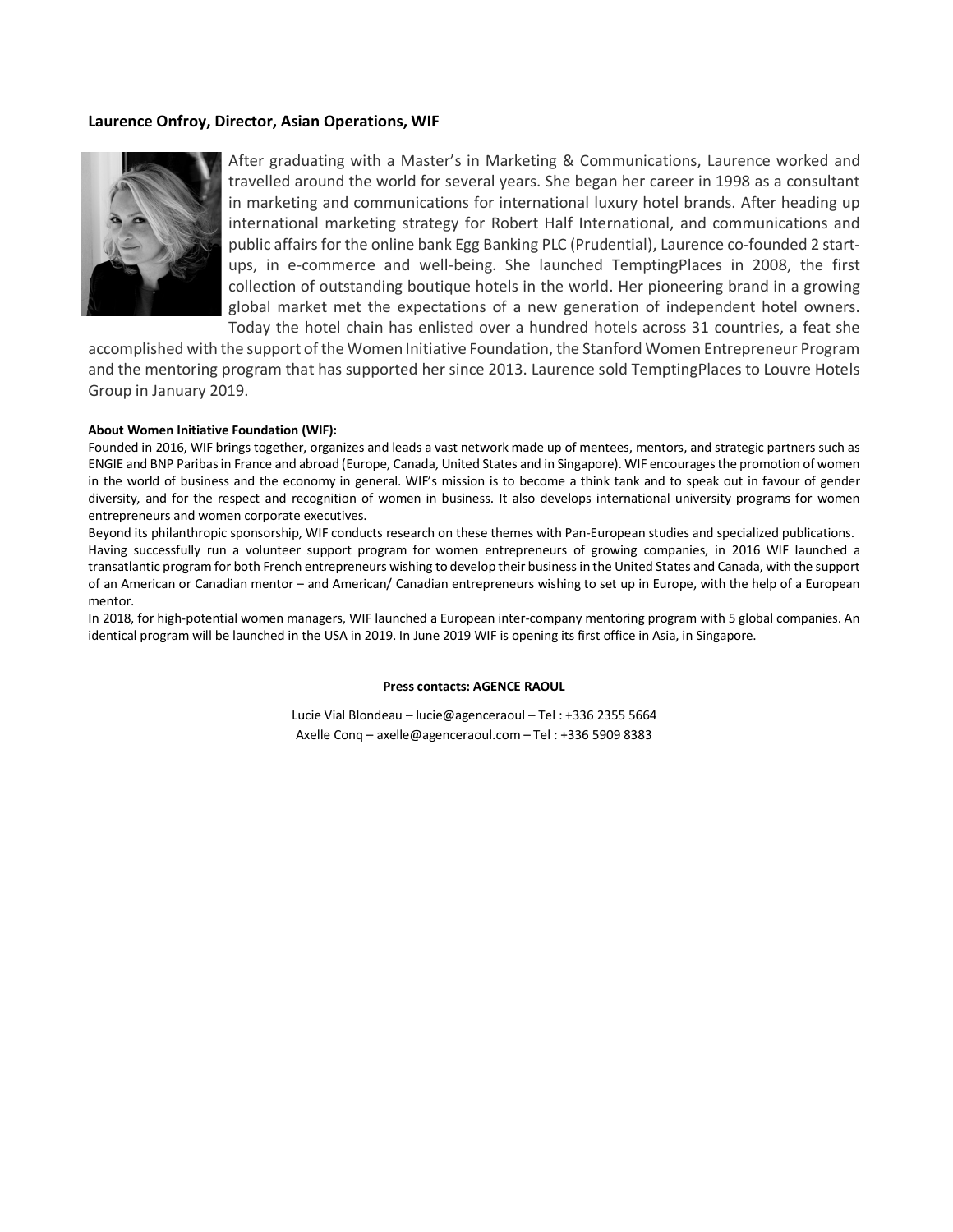**Laurence Onfroy, Director, Asian Operations, WIF**

After graduating with a Master's in Marketing & Communications, Laurence worked and travelled around the world for several years. She began her career in 1998 as a consultant in marketing and communications for international luxury hotel brands. After heading up international marketing strategy for Robert Half International, and communications and public affairs for the online bank Egg Banking PLC (Prudential), Laurence co-founded 2 start-ups, in e-commerce and well-being. She launched TemptingPlaces in 2008, the first collection of outstanding boutique hotels in the world. Her pioneering brand in a growing global market met the expectations of a new generation of independent hotel owners. Today the hotel chain has enlisted over a hundred hotels across 31 countries, a feat she accomplished with the support of the Women Initiative Foundation, the Stanford Women Entrepreneur Program and the mentoring program that has supported her since 2013. Laurence sold TemptingPlaces to Louvre Hotels Group in January 2019.

**About Women Initiative Foundation (WIF):**

Founded in 2016, WIF brings together, organizes and leads a vast network made up of mentees, mentors, and strategic partners such as ENGIE and BNP Paribas in France and abroad (Europe, Canada, United States and in Singapore). WIF encourages the promotion of women in the world of business and the economy in general. WIF's mission is to become a think tank and to speak out in favour of gender diversity, and for the respect and recognition of women in business. It also develops international university programs for women entrepreneurs and women corporate executives.

Beyond its philanthropic sponsorship, WIF conducts research on these themes with Pan-European studies and specialized publications.

Having successfully run a volunteer support program for women entrepreneurs of growing companies, in 2016 WIF launched a transatlantic program for both French entrepreneurs wishing to develop their business in the United States and Canada, with the support of an American or Canadian mentor – and American/ Canadian entrepreneurs wishing to set up in Europe, with the help of a European mentor.

In 2018, for high-potential women managers, WIF launched a European inter-company mentoring program with 5 global companies. An identical program will be launched in the USA in 2019. In June 2019 WIF is opening its first office in Asia, in Singapore.

**Press contacts: AGENCE RAOUL**

Lucie Vial Blondeau – lucie@agenceraoul – Tel : +336 2355 5664

Axelle Conq – axelle@agenceraoul.com – Tel : +336 5909 8383